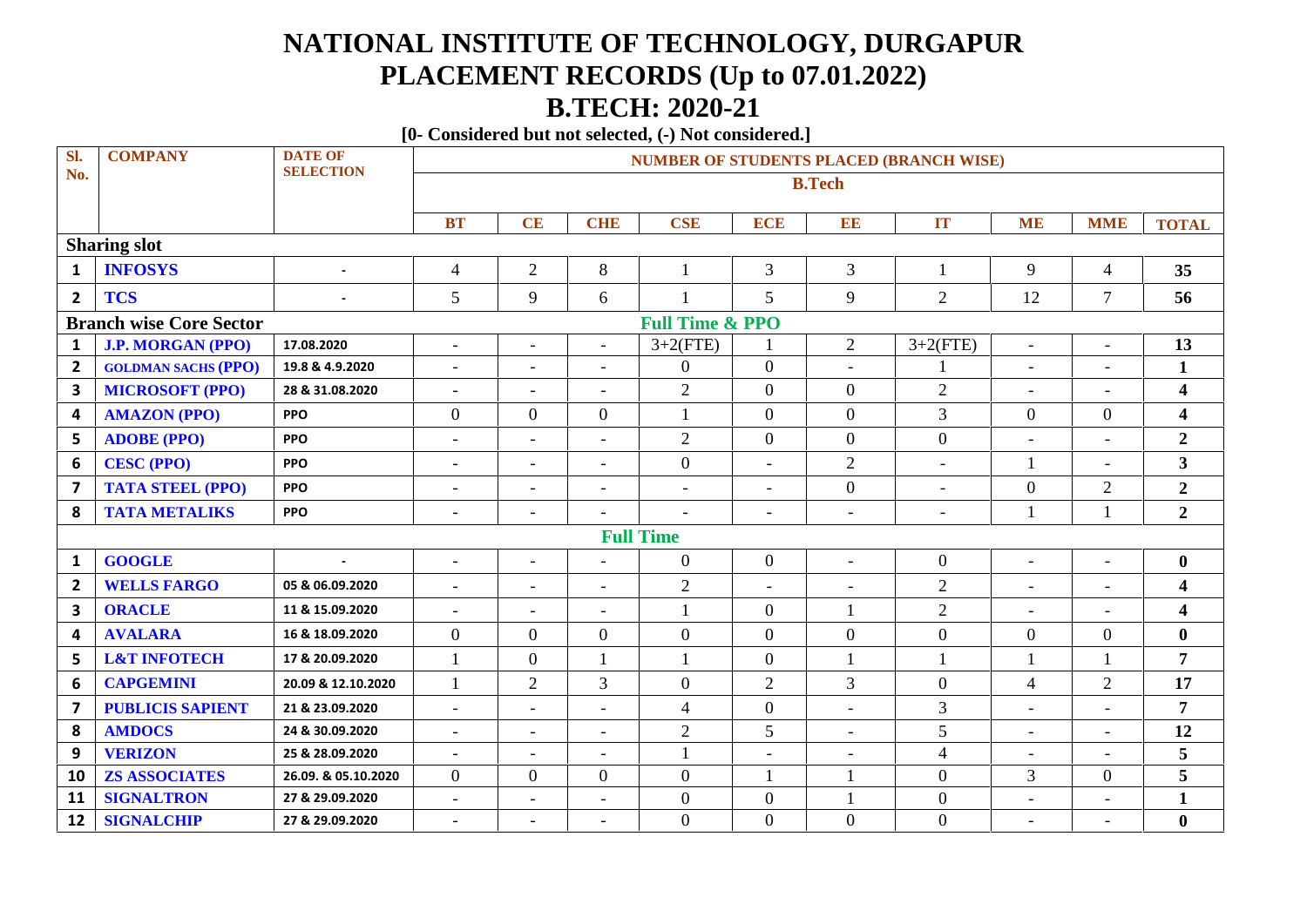# NATIONAL INSTITUTE OF TECHNOLOGY, DURGAPUR
# PLACEMENT RECORDS (Up to 07.01.2022)
# B.TECH: 2020-21

**[0- Considered but not selected, (-) Not considered.]**

| Sl. No. | COMPANY | DATE OF SELECTION | NUMBER OF STUDENTS PLACED (BRANCH WISE) | | | | | | | | | |
|---|---|---|---|---|---|---|---|---|---|---|---|---|
| | | | B.Tech | | | | | | | | | |
| | | | BT | CE | CHE | CSE | ECE | EE | IT | ME | MME | TOTAL |
| **Sharing slot** | | | | | | | | | | | | |
| 1 | INFOSYS | - | 4 | 2 | 8 | 1 | 3 | 3 | 1 | 9 | 4 | 35 |
| 2 | TCS | - | 5 | 9 | 6 | 1 | 5 | 9 | 2 | 12 | 7 | 56 |
| **Branch wise Core Sector** | | | | | | **Full Time & PPO** | | | | | | |
| 1 | J.P. MORGAN (PPO) | 17.08.2020 | - | - | - | 3+2(FTE) | 1 | 2 | 3+2(FTE) | - | - | 13 |
| 2 | GOLDMAN SACHS (PPO) | 19.8 & 4.9.2020 | - | - | - | 0 | 0 | - | 1 | - | - | 1 |
| 3 | MICROSOFT (PPO) | 28 & 31.08.2020 | - | - | - | 2 | 0 | 0 | 2 | - | - | 4 |
| 4 | AMAZON (PPO) | PPO | 0 | 0 | 0 | 1 | 0 | 0 | 3 | 0 | 0 | 4 |
| 5 | ADOBE (PPO) | PPO | - | - | - | 2 | 0 | 0 | 0 | - | - | 2 |
| 6 | CESC (PPO) | PPO | - | - | - | 0 | - | 2 | - | 1 | - | 3 |
| 7 | TATA STEEL (PPO) | PPO | - | - | - | - | - | 0 | - | 0 | 2 | 2 |
| 8 | TATA METALIKS | PPO | - | - | - | - | - | - | - | 1 | 1 | 2 |
| | | | | | | **Full Time** | | | | | | |
| 1 | GOOGLE | - | - | - | - | 0 | 0 | - | 0 | - | - | 0 |
| 2 | WELLS FARGO | 05 & 06.09.2020 | - | - | - | 2 | - | - | 2 | - | - | 4 |
| 3 | ORACLE | 11 & 15.09.2020 | - | - | - | 1 | 0 | 1 | 2 | - | - | 4 |
| 4 | AVALARA | 16 & 18.09.2020 | 0 | 0 | 0 | 0 | 0 | 0 | 0 | 0 | 0 | 0 |
| 5 | L&T INFOTECH | 17 & 20.09.2020 | 1 | 0 | 1 | 1 | 0 | 1 | 1 | 1 | 1 | 7 |
| 6 | CAPGEMINI | 20.09 & 12.10.2020 | 1 | 2 | 3 | 0 | 2 | 3 | 0 | 4 | 2 | 17 |
| 7 | PUBLICIS SAPIENT | 21 & 23.09.2020 | - | - | - | 4 | 0 | - | 3 | - | - | 7 |
| 8 | AMDOCS | 24 & 30.09.2020 | - | - | - | 2 | 5 | - | 5 | - | - | 12 |
| 9 | VERIZON | 25 & 28.09.2020 | - | - | - | 1 | - | - | 4 | - | - | 5 |
| 10 | ZS ASSOCIATES | 26.09. & 05.10.2020 | 0 | 0 | 0 | 0 | 1 | 1 | 0 | 3 | 0 | 5 |
| 11 | SIGNALTRON | 27 & 29.09.2020 | - | - | - | 0 | 0 | 1 | 0 | - | - | 1 |
| 12 | SIGNALCHIP | 27 & 29.09.2020 | - | - | - | 0 | 0 | 0 | 0 | - | - | 0 |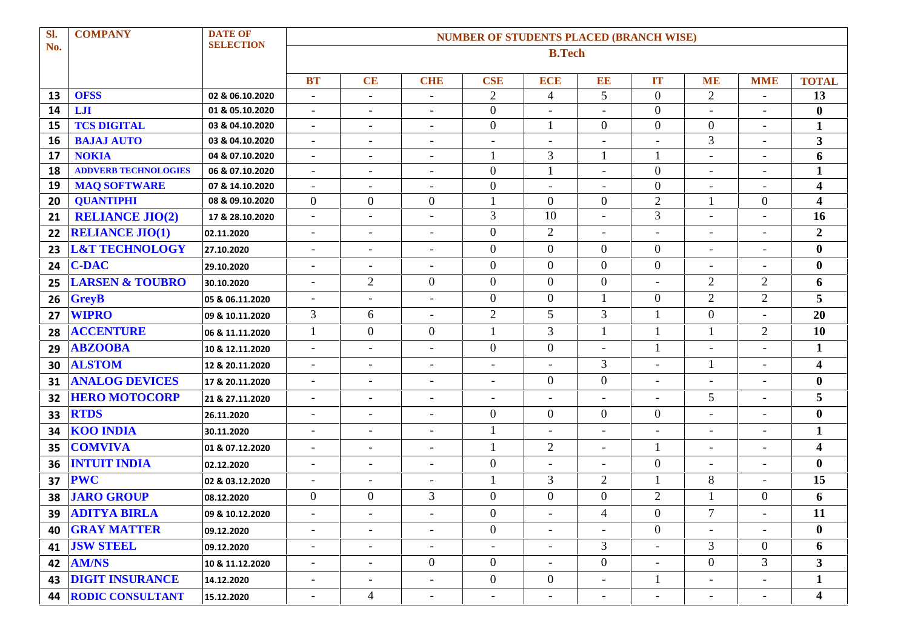| Sl. No. | COMPANY | DATE OF SELECTION | NUMBER OF STUDENTS PLACED (BRANCH WISE) | | | | | | | | | |
|---|---|---|---|---|---|---|---|---|---|---|---|---|
| | | | B.Tech | | | | | | | | | |
| | | | BT | CE | CHE | CSE | ECE | EE | IT | ME | MME | TOTAL |
| 13 | OFSS | 02 & 06.10.2020 | - | - | - | 2 | 4 | 5 | 0 | 2 | - | **13** |
| 14 | LJI | 01 & 05.10.2020 | - | - | - | 0 | - | - | 0 | - | - | **0** |
| 15 | TCS DIGITAL | 03 & 04.10.2020 | - | - | - | 0 | 1 | 0 | 0 | 0 | - | **1** |
| 16 | BAJAJ AUTO | 03 & 04.10.2020 | - | - | - | - | - | - | - | 3 | - | **3** |
| 17 | NOKIA | 04 & 07.10.2020 | - | - | - | 1 | 3 | 1 | 1 | - | - | **6** |
| 18 | ADDVERB TECHNOLOGIES | 06 & 07.10.2020 | - | - | - | 0 | 1 | - | 0 | - | - | **1** |
| 19 | MAQ SOFTWARE | 07 & 14.10.2020 | - | - | - | 0 | - | - | 0 | - | - | **4** |
| 20 | QUANTIPHI | 08 & 09.10.2020 | 0 | 0 | 0 | 1 | 0 | 0 | 2 | 1 | 0 | **4** |
| 21 | RELIANCE JIO(2) | 17 & 28.10.2020 | - | - | - | 3 | 10 | - | 3 | - | - | **16** |
| 22 | RELIANCE JIO(1) | 02.11.2020 | - | - | - | 0 | 2 | - | - | - | - | **2** |
| 23 | L&T TECHNOLOGY | 27.10.2020 | - | - | - | 0 | 0 | 0 | 0 | - | - | **0** |
| 24 | C-DAC | 29.10.2020 | - | - | - | 0 | 0 | 0 | 0 | - | - | **0** |
| 25 | LARSEN & TOUBRO | 30.10.2020 | - | 2 | 0 | 0 | 0 | 0 | - | 2 | 2 | **6** |
| 26 | GreyB | 05 & 06.11.2020 | - | - | - | 0 | 0 | 1 | 0 | 2 | 2 | **5** |
| 27 | WIPRO | 09 & 10.11.2020 | 3 | 6 | - | 2 | 5 | 3 | 1 | 0 | - | **20** |
| 28 | ACCENTURE | 06 & 11.11.2020 | 1 | 0 | 0 | 1 | 3 | 1 | 1 | 1 | 2 | **10** |
| 29 | ABZOOBA | 10 & 12.11.2020 | - | - | - | 0 | 0 | - | 1 | - | - | **1** |
| 30 | ALSTOM | 12 & 20.11.2020 | - | - | - | - | - | 3 | - | 1 | - | **4** |
| 31 | ANALOG DEVICES | 17 & 20.11.2020 | - | - | - | - | 0 | 0 | - | - | - | **0** |
| 32 | HERO MOTOCORP | 21 & 27.11.2020 | - | - | - | - | - | - | - | 5 | - | **5** |
| 33 | RTDS | 26.11.2020 | - | - | - | 0 | 0 | 0 | 0 | - | - | **0** |
| 34 | KOO INDIA | 30.11.2020 | - | - | - | 1 | - | - | - | - | - | **1** |
| 35 | COMVIVA | 01 & 07.12.2020 | - | - | - | 1 | 2 | - | 1 | - | - | **4** |
| 36 | INTUIT INDIA | 02.12.2020 | - | - | - | 0 | - | - | 0 | - | - | **0** |
| 37 | PWC | 02 & 03.12.2020 | - | - | - | 1 | 3 | 2 | 1 | 8 | - | **15** |
| 38 | JARO GROUP | 08.12.2020 | 0 | 0 | 3 | 0 | 0 | 0 | 2 | 1 | 0 | **6** |
| 39 | ADITYA BIRLA | 09 & 10.12.2020 | - | - | - | 0 | - | 4 | 0 | 7 | - | **11** |
| 40 | GRAY MATTER | 09.12.2020 | - | - | - | 0 | - | - | 0 | - | - | **0** |
| 41 | JSW STEEL | 09.12.2020 | - | - | - | - | - | 3 | - | 3 | 0 | **6** |
| 42 | AM/NS | 10 & 11.12.2020 | - | - | 0 | 0 | - | 0 | - | 0 | 3 | **3** |
| 43 | DIGIT INSURANCE | 14.12.2020 | - | - | - | 0 | 0 | - | 1 | - | - | **1** |
| 44 | RODIC CONSULTANT | 15.12.2020 | - | 4 | - | - | - | - | - | - | - | **4** |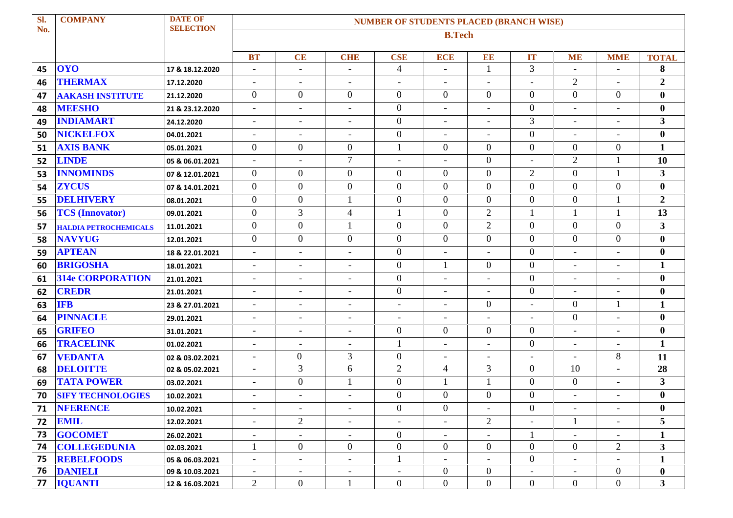| Sl. No. | COMPANY | DATE OF SELECTION | NUMBER OF STUDENTS PLACED (BRANCH WISE) | | | | | | | | | |
|---|---|---|---|---|---|---|---|---|---|---|---|---|
| | | | B.Tech | | | | | | | | | |
| | | | BT | CE | CHE | CSE | ECE | EE | IT | ME | MME | TOTAL |
| 45 | OYO | 17 & 18.12.2020 | - | - | - | 4 | - | 1 | 3 | - | - | 8 |
| 46 | THERMAX | 17.12.2020 | - | - | - | - | - | - | - | 2 | - | 2 |
| 47 | AAKASH INSTITUTE | 21.12.2020 | 0 | 0 | 0 | 0 | 0 | 0 | 0 | 0 | 0 | 0 |
| 48 | MEESHO | 21 & 23.12.2020 | - | - | - | 0 | - | - | 0 | - | - | 0 |
| 49 | INDIAMART | 24.12.2020 | - | - | - | 0 | - | - | 3 | - | - | 3 |
| 50 | NICKELFOX | 04.01.2021 | - | - | - | 0 | - | - | 0 | - | - | 0 |
| 51 | AXIS BANK | 05.01.2021 | 0 | 0 | 0 | 1 | 0 | 0 | 0 | 0 | 0 | 1 |
| 52 | LINDE | 05 & 06.01.2021 | - | - | 7 | - | - | 0 | - | 2 | 1 | 10 |
| 53 | INNOMINDS | 07 & 12.01.2021 | 0 | 0 | 0 | 0 | 0 | 0 | 2 | 0 | 1 | 3 |
| 54 | ZYCUS | 07 & 14.01.2021 | 0 | 0 | 0 | 0 | 0 | 0 | 0 | 0 | 0 | 0 |
| 55 | DELHIVERY | 08.01.2021 | 0 | 0 | 1 | 0 | 0 | 0 | 0 | 0 | 1 | 2 |
| 56 | TCS (Innovator) | 09.01.2021 | 0 | 3 | 4 | 1 | 0 | 2 | 1 | 1 | 1 | 13 |
| 57 | HALDIA PETROCHEMICALS | 11.01.2021 | 0 | 0 | 1 | 0 | 0 | 2 | 0 | 0 | 0 | 3 |
| 58 | NAVYUG | 12.01.2021 | 0 | 0 | 0 | 0 | 0 | 0 | 0 | 0 | 0 | 0 |
| 59 | APTEAN | 18 & 22.01.2021 | - | - | - | 0 | - | - | 0 | - | - | 0 |
| 60 | BRIGOSHA | 18.01.2021 | - | - | - | 0 | 1 | 0 | 0 | - | - | 1 |
| 61 | 314e CORPORATION | 21.01.2021 | - | - | - | 0 | - | - | 0 | - | - | 0 |
| 62 | CREDR | 21.01.2021 | - | - | - | 0 | - | - | 0 | - | - | 0 |
| 63 | IFB | 23 & 27.01.2021 | - | - | - | - | - | 0 | - | 0 | 1 | 1 |
| 64 | PINNACLE | 29.01.2021 | - | - | - | - | - | - | - | 0 | - | 0 |
| 65 | GRIFEO | 31.01.2021 | - | - | - | 0 | 0 | 0 | 0 | - | - | 0 |
| 66 | TRACELINK | 01.02.2021 | - | - | - | 1 | - | - | 0 | - | - | 1 |
| 67 | VEDANTA | 02 & 03.02.2021 | - | 0 | 3 | 0 | - | - | - | - | 8 | 11 |
| 68 | DELOITTE | 02 & 05.02.2021 | - | 3 | 6 | 2 | 4 | 3 | 0 | 10 | - | 28 |
| 69 | TATA POWER | 03.02.2021 | - | 0 | 1 | 0 | 1 | 1 | 0 | 0 | - | 3 |
| 70 | SIFY TECHNOLOGIES | 10.02.2021 | - | - | - | 0 | 0 | 0 | 0 | - | - | 0 |
| 71 | NFERENCE | 10.02.2021 | - | - | - | 0 | 0 | - | 0 | - | - | 0 |
| 72 | EMIL | 12.02.2021 | - | 2 | - | - | - | 2 | - | 1 | - | 5 |
| 73 | GOCOMET | 26.02.2021 | - | - | - | 0 | - | - | 1 | - | - | 1 |
| 74 | COLLEGEDUNIA | 02.03.2021 | 1 | 0 | 0 | 0 | 0 | 0 | 0 | 0 | 2 | 3 |
| 75 | REBELFOODS | 05 & 06.03.2021 | - | - | - | 1 | - | - | 0 | - | - | 1 |
| 76 | DANIELI | 09 & 10.03.2021 | - | - | - | - | 0 | 0 | - | - | 0 | 0 |
| 77 | IQUANTI | 12 & 16.03.2021 | 2 | 0 | 1 | 0 | 0 | 0 | 0 | 0 | 0 | 3 |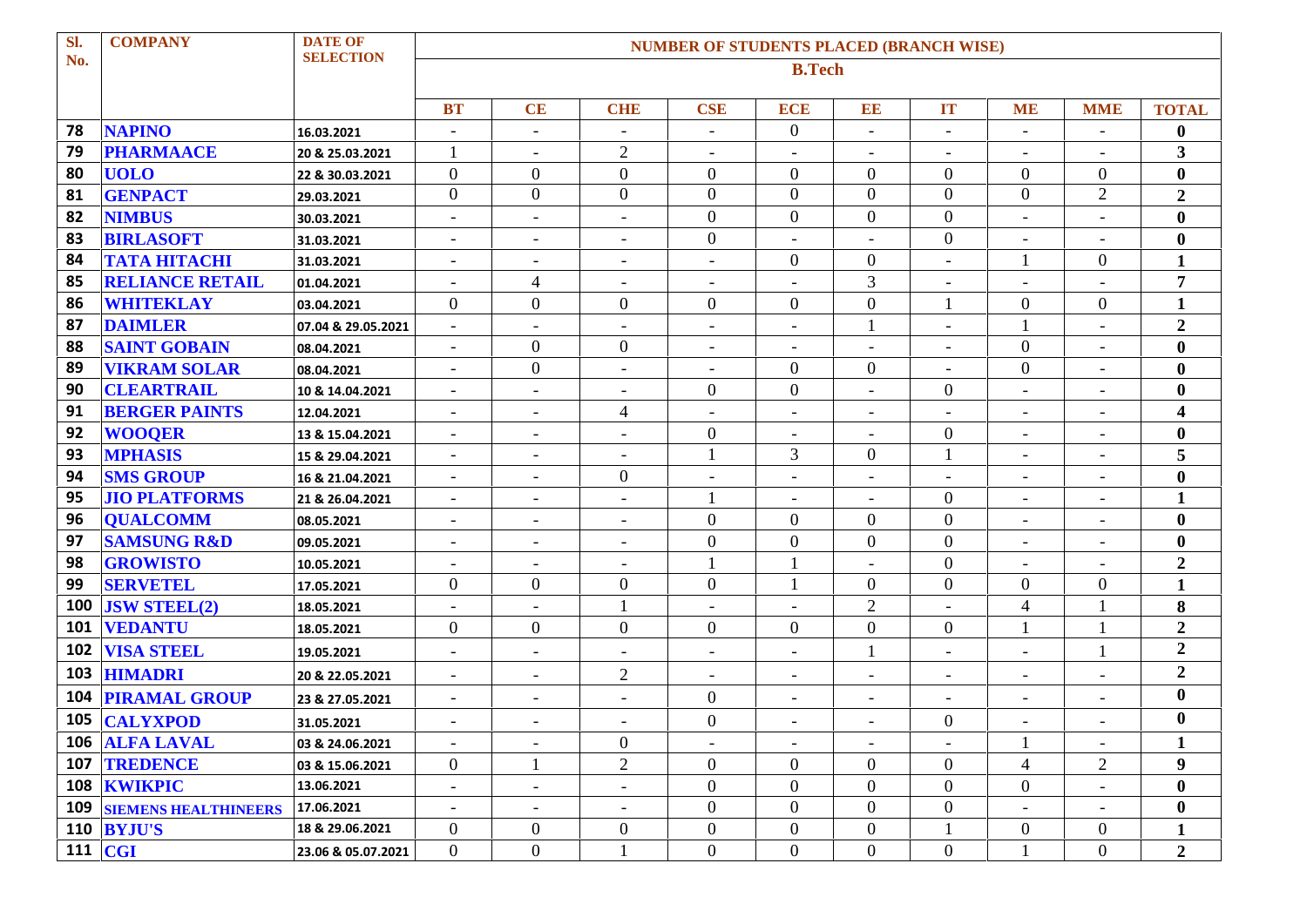| Sl. No. | COMPANY | DATE OF SELECTION | NUMBER OF STUDENTS PLACED (BRANCH WISE) | | | | | | | | | |
|---|---|---|---|---|---|---|---|---|---|---|---|---|
| | | | B.Tech | | | | | | | | | |
| | | | BT | CE | CHE | CSE | ECE | EE | IT | ME | MME | TOTAL |
| 78 | NAPINO | 16.03.2021 | - | - | - | - | 0 | - | - | - | - | **0** |
| 79 | PHARMAACE | 20 & 25.03.2021 | 1 | - | 2 | - | - | - | - | - | - | **3** |
| 80 | UOLO | 22 & 30.03.2021 | 0 | 0 | 0 | 0 | 0 | 0 | 0 | 0 | 0 | **0** |
| 81 | GENPACT | 29.03.2021 | 0 | 0 | 0 | 0 | 0 | 0 | 0 | 0 | 2 | **2** |
| 82 | NIMBUS | 30.03.2021 | - | - | - | 0 | 0 | 0 | 0 | - | - | **0** |
| 83 | BIRLASOFT | 31.03.2021 | - | - | - | 0 | - | - | 0 | - | - | **0** |
| 84 | TATA HITACHI | 31.03.2021 | - | - | - | - | 0 | 0 | - | 1 | 0 | **1** |
| 85 | RELIANCE RETAIL | 01.04.2021 | - | 4 | - | - | - | 3 | - | - | - | **7** |
| 86 | WHITEKLAY | 03.04.2021 | 0 | 0 | 0 | 0 | 0 | 0 | 1 | 0 | 0 | **1** |
| 87 | DAIMLER | 07.04 & 29.05.2021 | - | - | - | - | - | 1 | - | 1 | - | **2** |
| 88 | SAINT GOBAIN | 08.04.2021 | - | 0 | 0 | - | - | - | - | 0 | - | **0** |
| 89 | VIKRAM SOLAR | 08.04.2021 | - | 0 | - | - | 0 | 0 | - | 0 | - | **0** |
| 90 | CLEARTRAIL | 10 & 14.04.2021 | - | - | - | 0 | 0 | - | 0 | - | - | **0** |
| 91 | BERGER PAINTS | 12.04.2021 | - | - | 4 | - | - | - | - | - | - | **4** |
| 92 | WOOQER | 13 & 15.04.2021 | - | - | - | 0 | - | - | 0 | - | - | **0** |
| 93 | MPHASIS | 15 & 29.04.2021 | - | - | - | 1 | 3 | 0 | 1 | - | - | **5** |
| 94 | SMS GROUP | 16 & 21.04.2021 | - | - | 0 | - | - | - | - | - | - | **0** |
| 95 | JIO PLATFORMS | 21 & 26.04.2021 | - | - | - | 1 | - | - | 0 | - | - | **1** |
| 96 | QUALCOMM | 08.05.2021 | - | - | - | 0 | 0 | 0 | 0 | - | - | **0** |
| 97 | SAMSUNG R&D | 09.05.2021 | - | - | - | 0 | 0 | 0 | 0 | - | - | **0** |
| 98 | GROWISTO | 10.05.2021 | - | - | - | 1 | 1 | - | 0 | - | - | **2** |
| 99 | SERVETEL | 17.05.2021 | 0 | 0 | 0 | 0 | 1 | 0 | 0 | 0 | 0 | **1** |
| 100 | JSW STEEL(2) | 18.05.2021 | - | - | 1 | - | - | 2 | - | 4 | 1 | **8** |
| 101 | VEDANTU | 18.05.2021 | 0 | 0 | 0 | 0 | 0 | 0 | 0 | 1 | 1 | **2** |
| 102 | VISA STEEL | 19.05.2021 | - | - | - | - | - | 1 | - | - | 1 | **2** |
| 103 | HIMADRI | 20 & 22.05.2021 | - | - | 2 | - | - | - | - | - | - | **2** |
| 104 | PIRAMAL GROUP | 23 & 27.05.2021 | - | - | - | 0 | - | - | - | - | - | **0** |
| 105 | CALYXPOD | 31.05.2021 | - | - | - | 0 | - | - | 0 | - | - | **0** |
| 106 | ALFA LAVAL | 03 & 24.06.2021 | - | - | 0 | - | - | - | - | 1 | - | **1** |
| 107 | TREDENCE | 03 & 15.06.2021 | 0 | 1 | 2 | 0 | 0 | 0 | 0 | 4 | 2 | **9** |
| 108 | KWIKPIC | 13.06.2021 | - | - | - | 0 | 0 | 0 | 0 | 0 | - | **0** |
| 109 | SIEMENS HEALTHINEERS | 17.06.2021 | - | - | - | 0 | 0 | 0 | 0 | - | - | **0** |
| 110 | BYJU'S | 18 & 29.06.2021 | 0 | 0 | 0 | 0 | 0 | 0 | 1 | 0 | 0 | **1** |
| 111 | CGI | 23.06 & 05.07.2021 | 0 | 0 | 1 | 0 | 0 | 0 | 0 | 1 | 0 | **2** |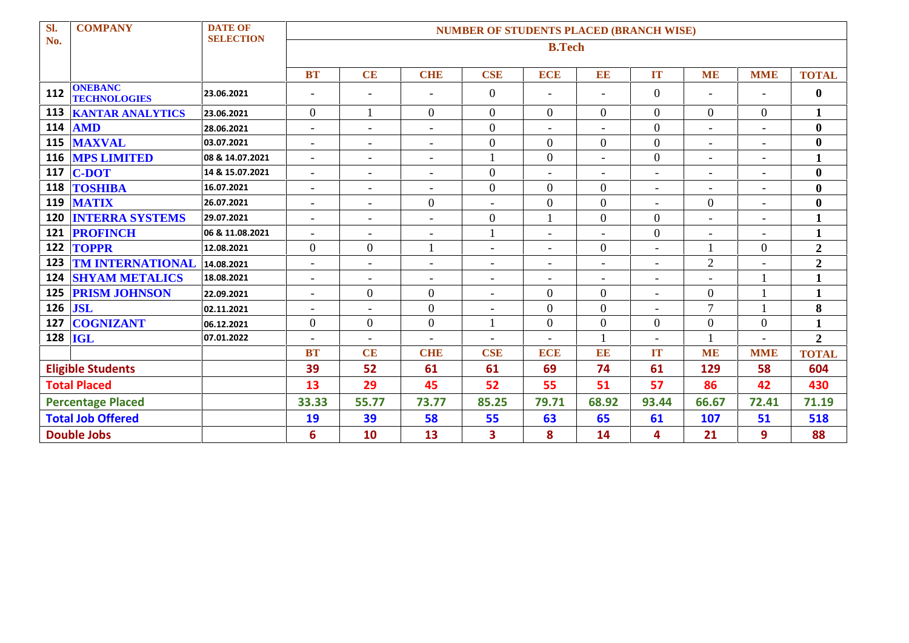| Sl. No. | COMPANY | DATE OF SELECTION | NUMBER OF STUDENTS PLACED (BRANCH WISE) | | | | | | | | | |
|---|---|---|---|---|---|---|---|---|---|---|---|---|
| | | | B.Tech | | | | | | | | | |
| | | | BT | CE | CHE | CSE | ECE | EE | IT | ME | MME | TOTAL |
| 112 | ONEBANC TECHNOLOGIES | 23.06.2021 | - | - | - | 0 | - | - | 0 | - | - | 0 |
| 113 | KANTAR ANALYTICS | 23.06.2021 | 0 | 1 | 0 | 0 | 0 | 0 | 0 | 0 | 0 | 1 |
| 114 | AMD | 28.06.2021 | - | - | - | 0 | - | - | 0 | - | - | 0 |
| 115 | MAXVAL | 03.07.2021 | - | - | - | 0 | 0 | 0 | 0 | - | - | 0 |
| 116 | MPS LIMITED | 08 & 14.07.2021 | - | - | - | 1 | 0 | - | 0 | - | - | 1 |
| 117 | C-DOT | 14 & 15.07.2021 | - | - | - | 0 | - | - | - | - | - | 0 |
| 118 | TOSHIBA | 16.07.2021 | - | - | - | 0 | 0 | 0 | - | - | - | 0 |
| 119 | MATIX | 26.07.2021 | - | - | 0 | - | 0 | 0 | - | 0 | - | 0 |
| 120 | INTERRA SYSTEMS | 29.07.2021 | - | - | - | 0 | 1 | 0 | 0 | - | - | 1 |
| 121 | PROFINCH | 06 & 11.08.2021 | - | - | - | 1 | - | - | 0 | - | - | 1 |
| 122 | TOPPR | 12.08.2021 | 0 | 0 | 1 | - | - | 0 | - | 1 | 0 | 2 |
| 123 | TM INTERNATIONAL | 14.08.2021 | - | - | - | - | - | - | - | 2 | - | 2 |
| 124 | SHYAM METALICS | 18.08.2021 | - | - | - | - | - | - | - | - | 1 | 1 |
| 125 | PRISM JOHNSON | 22.09.2021 | - | 0 | 0 | - | 0 | 0 | - | 0 | 1 | 1 |
| 126 | JSL | 02.11.2021 | - | - | 0 | - | 0 | 0 | - | 7 | 1 | 8 |
| 127 | COGNIZANT | 06.12.2021 | 0 | 0 | 0 | 1 | 0 | 0 | 0 | 0 | 0 | 1 |
| 128 | IGL | 07.01.2022 | - | - | - | - | - | 1 | - | 1 | - | 2 |
| | | | BT | CE | CHE | CSE | ECE | EE | IT | ME | MME | TOTAL |
| Eligible Students | | | 39 | 52 | 61 | 61 | 69 | 74 | 61 | 129 | 58 | 604 |
| Total Placed | | | 13 | 29 | 45 | 52 | 55 | 51 | 57 | 86 | 42 | 430 |
| Percentage Placed | | | 33.33 | 55.77 | 73.77 | 85.25 | 79.71 | 68.92 | 93.44 | 66.67 | 72.41 | 71.19 |
| Total Job Offered | | | 19 | 39 | 58 | 55 | 63 | 65 | 61 | 107 | 51 | 518 |
| Double Jobs | | | 6 | 10 | 13 | 3 | 8 | 14 | 4 | 21 | 9 | 88 |